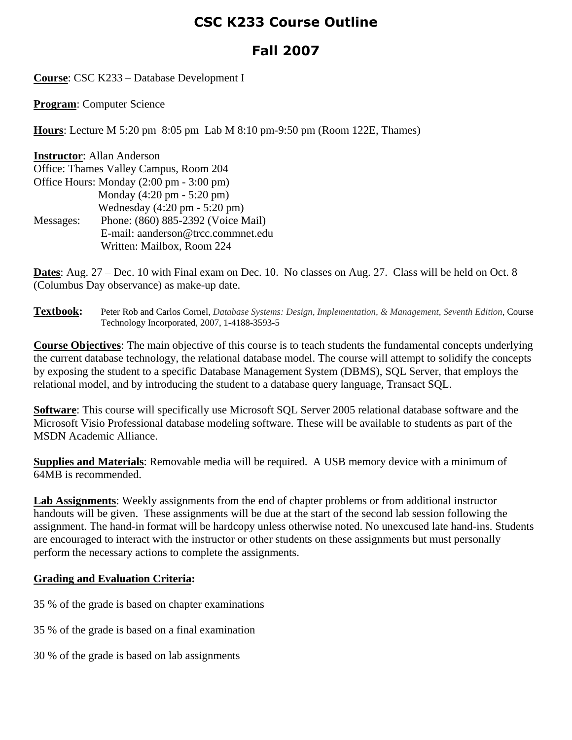# CSC K233 Course Outline

# Fall 2007

**Course**: CSC K233 – Database Development I

**Program**: Computer Science

**Hours**: Lecture M 5:20 pm–8:05 pm  Lab M 8:10 pm-9:50 pm (Room 122E, Thames)

**Instructor**: Allan Anderson
Office: Thames Valley Campus, Room 204
Office Hours: Monday (2:00 pm - 3:00 pm)
Monday (4:20 pm - 5:20 pm)
Wednesday (4:20 pm - 5:20 pm)
Messages: Phone: (860) 885-2392 (Voice Mail)
E-mail: aanderson@trcc.commnet.edu
Written: Mailbox, Room 224

**Dates**: Aug. 27 – Dec. 10 with Final exam on Dec. 10. No classes on Aug. 27. Class will be held on Oct. 8 (Columbus Day observance) as make-up date.

**Textbook:** Peter Rob and Carlos Cornel, *Database Systems: Design, Implementation, & Management, Seventh Edition*, Course Technology Incorporated, 2007, 1-4188-3593-5

**Course Objectives**: The main objective of this course is to teach students the fundamental concepts underlying the current database technology, the relational database model. The course will attempt to solidify the concepts by exposing the student to a specific Database Management System (DBMS), SQL Server, that employs the relational model, and by introducing the student to a database query language, Transact SQL.

**Software**: This course will specifically use Microsoft SQL Server 2005 relational database software and the Microsoft Visio Professional database modeling software. These will be available to students as part of the MSDN Academic Alliance.

**Supplies and Materials**: Removable media will be required. A USB memory device with a minimum of 64MB is recommended.

**Lab Assignments**: Weekly assignments from the end of chapter problems or from additional instructor handouts will be given. These assignments will be due at the start of the second lab session following the assignment. The hand-in format will be hardcopy unless otherwise noted. No unexcused late hand-ins. Students are encouraged to interact with the instructor or other students on these assignments but must personally perform the necessary actions to complete the assignments.

**Grading and Evaluation Criteria:**

35 % of the grade is based on chapter examinations

35 % of the grade is based on a final examination

30 % of the grade is based on lab assignments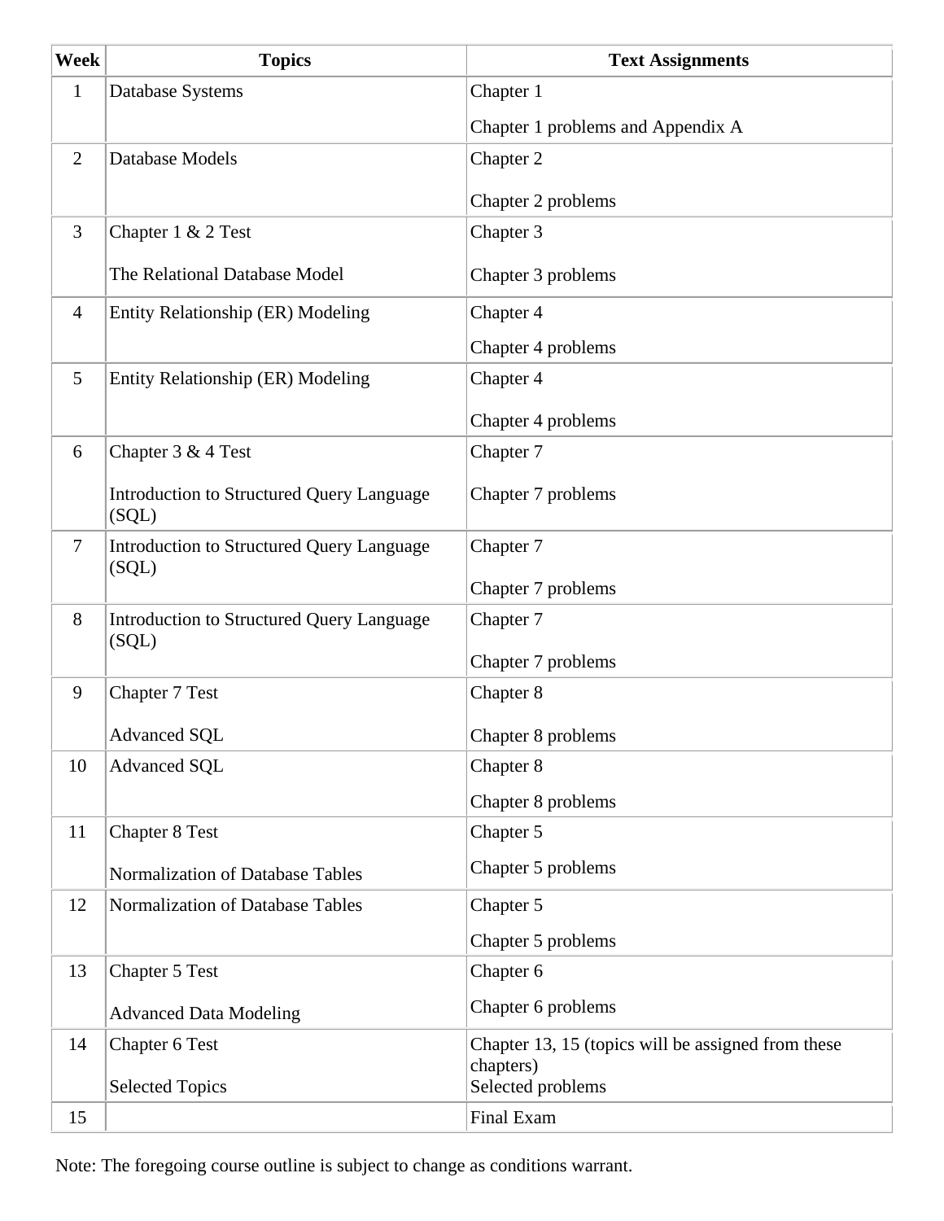| Week | Topics | Text Assignments |
|---|---|---|
| 1 | Database Systems | Chapter 1<br>Chapter 1 problems and Appendix A |
| 2 | Database Models | Chapter 2<br>Chapter 2 problems |
| 3 | Chapter 1 & 2 Test<br>The Relational Database Model | Chapter 3<br>Chapter 3 problems |
| 4 | Entity Relationship (ER) Modeling | Chapter 4<br>Chapter 4 problems |
| 5 | Entity Relationship (ER) Modeling | Chapter 4<br>Chapter 4 problems |
| 6 | Chapter 3 & 4 Test<br>Introduction to Structured Query Language (SQL) | Chapter 7<br>Chapter 7 problems |
| 7 | Introduction to Structured Query Language (SQL) | Chapter 7<br>Chapter 7 problems |
| 8 | Introduction to Structured Query Language (SQL) | Chapter 7<br>Chapter 7 problems |
| 9 | Chapter 7 Test<br>Advanced SQL | Chapter 8<br>Chapter 8 problems |
| 10 | Advanced SQL | Chapter 8<br>Chapter 8 problems |
| 11 | Chapter 8 Test<br>Normalization of Database Tables | Chapter 5<br>Chapter 5 problems |
| 12 | Normalization of Database Tables | Chapter 5<br>Chapter 5 problems |
| 13 | Chapter 5 Test<br>Advanced Data Modeling | Chapter 6<br>Chapter 6 problems |
| 14 | Chapter 6 Test<br>Selected Topics | Chapter 13, 15 (topics will be assigned from these chapters)<br>Selected problems |
| 15 | | Final Exam |

Note: The foregoing course outline is subject to change as conditions warrant.